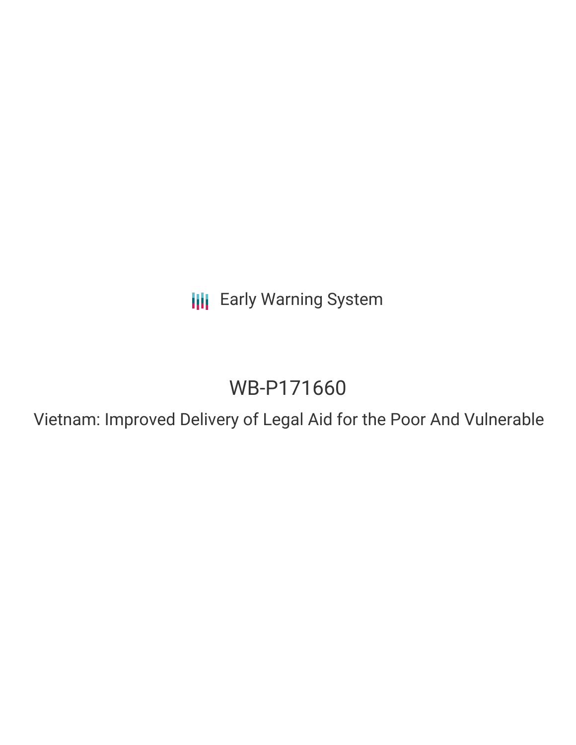Early Warning System

# WB-P171660

Vietnam: Improved Delivery of Legal Aid for the Poor And Vulnerable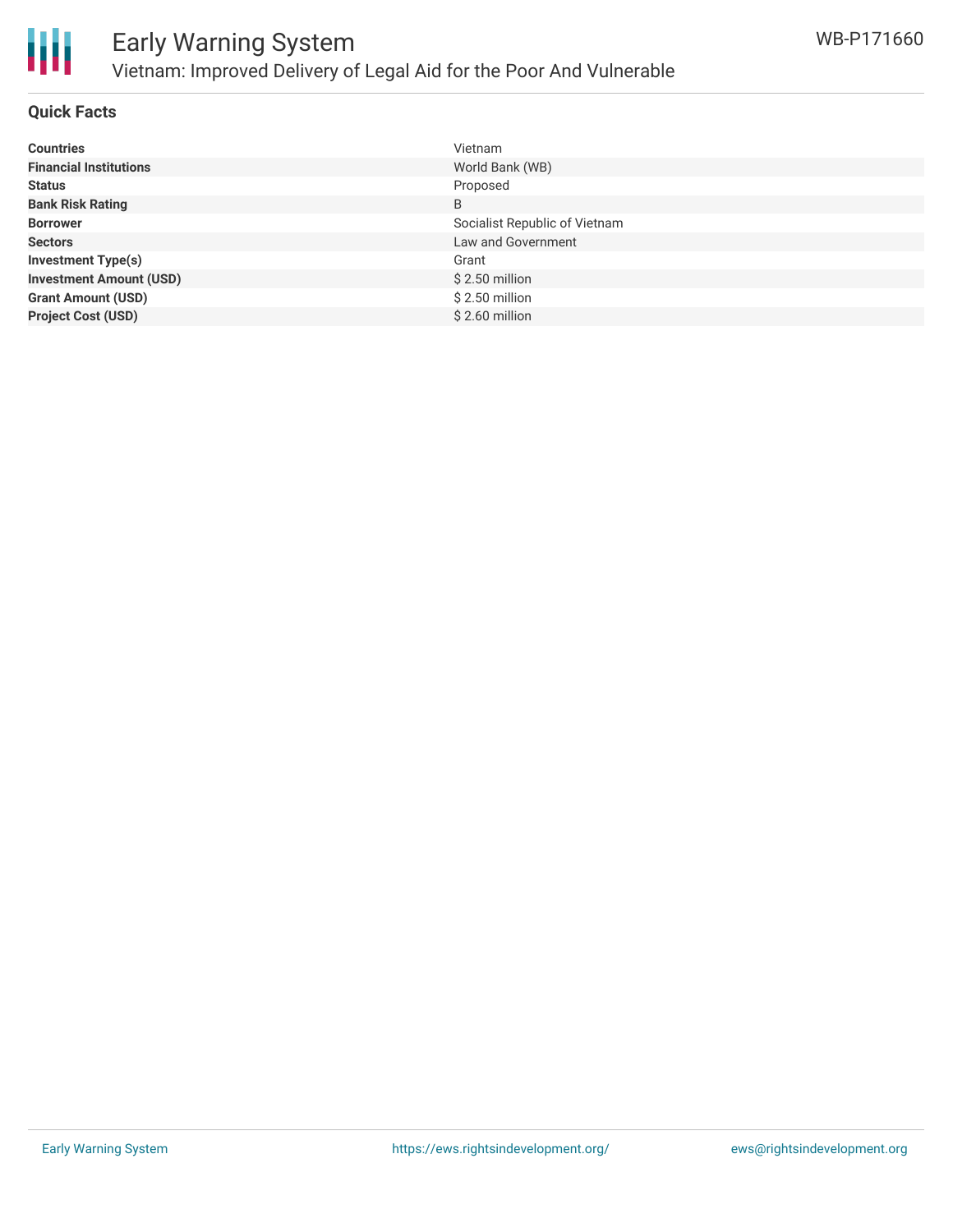# Early Warning System

## Vietnam: Improved Delivery of Legal Aid for the Poor And Vulnerable

WB-P171660

### Quick Facts

| | |
|---|---|
| **Countries** | Vietnam |
| **Financial Institutions** | World Bank (WB) |
| **Status** | Proposed |
| **Bank Risk Rating** | B |
| **Borrower** | Socialist Republic of Vietnam |
| **Sectors** | Law and Government |
| **Investment Type(s)** | Grant |
| **Investment Amount (USD)** | $ 2.50 million |
| **Grant Amount (USD)** | $ 2.50 million |
| **Project Cost (USD)** | $ 2.60 million |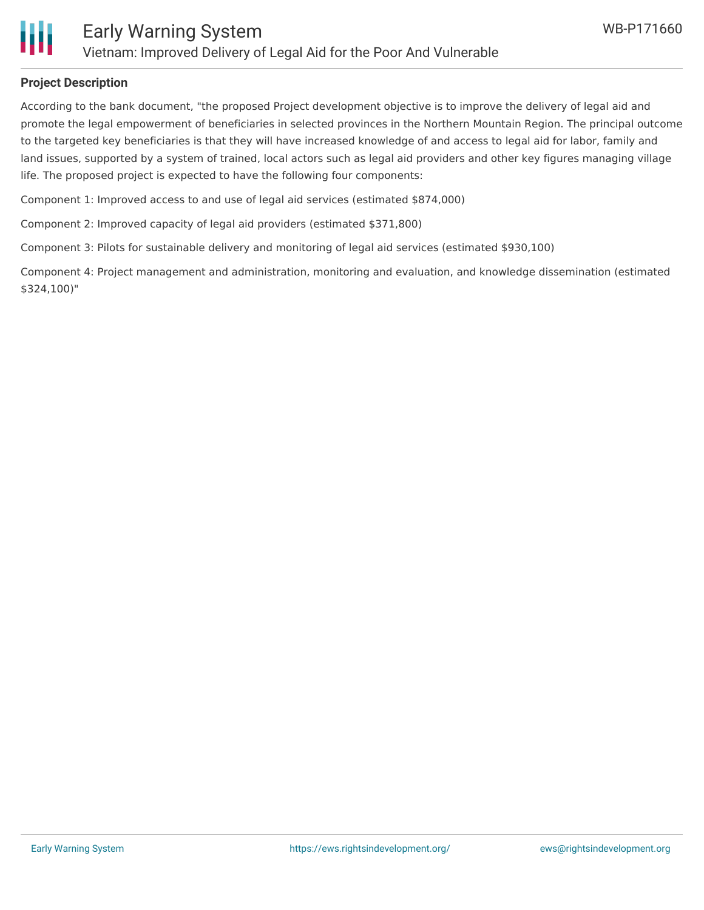### Project Description

According to the bank document, "the proposed Project development objective is to improve the delivery of legal aid and promote the legal empowerment of beneficiaries in selected provinces in the Northern Mountain Region. The principal outcome to the targeted key beneficiaries is that they will have increased knowledge of and access to legal aid for labor, family and land issues, supported by a system of trained, local actors such as legal aid providers and other key figures managing village life. The proposed project is expected to have the following four components:

Component 1: Improved access to and use of legal aid services (estimated $874,000)

Component 2: Improved capacity of legal aid providers (estimated $371,800)

Component 3: Pilots for sustainable delivery and monitoring of legal aid services (estimated $930,100)

Component 4: Project management and administration, monitoring and evaluation, and knowledge dissemination (estimated $324,100)"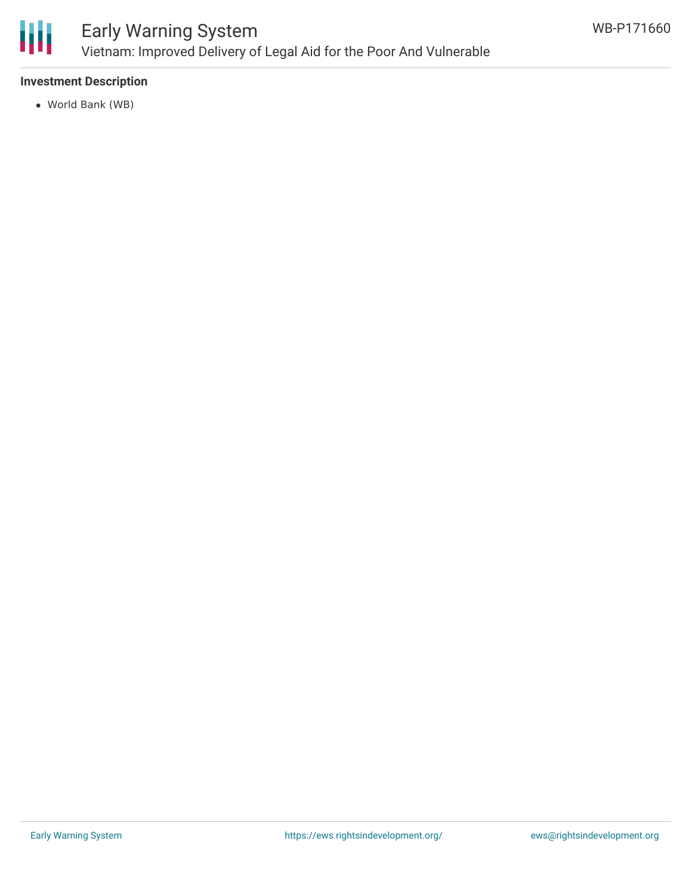### Investment Description

- World Bank (WB)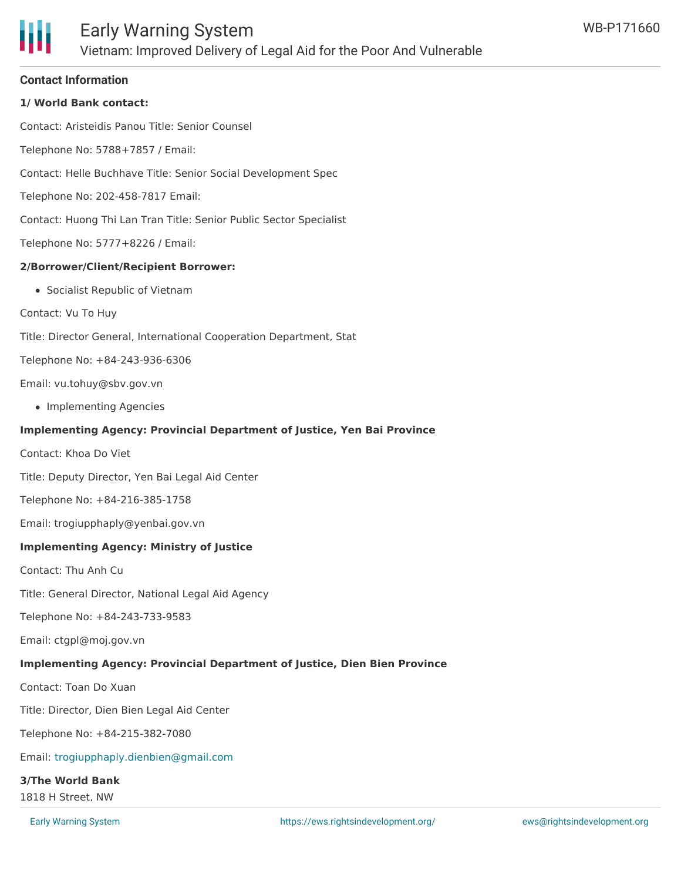## Contact Information

**1/ World Bank contact:**

Contact: Aristeidis Panou Title: Senior Counsel

Telephone No: 5788+7857 / Email:

Contact: Helle Buchhave Title: Senior Social Development Spec

Telephone No: 202-458-7817 Email:

Contact: Huong Thi Lan Tran Title: Senior Public Sector Specialist

Telephone No: 5777+8226 / Email:

**2/Borrower/Client/Recipient Borrower:**

- Socialist Republic of Vietnam

Contact: Vu To Huy

Title: Director General, International Cooperation Department, Stat

Telephone No: +84-243-936-6306

Email: vu.tohuy@sbv.gov.vn

- Implementing Agencies

**Implementing Agency: Provincial Department of Justice, Yen Bai Province**

Contact: Khoa Do Viet

Title: Deputy Director, Yen Bai Legal Aid Center

Telephone No: +84-216-385-1758

Email: trogiupphaply@yenbai.gov.vn

**Implementing Agency: Ministry of Justice**

Contact: Thu Anh Cu

Title: General Director, National Legal Aid Agency

Telephone No: +84-243-733-9583

Email: ctgpl@moj.gov.vn

**Implementing Agency: Provincial Department of Justice, Dien Bien Province**

Contact: Toan Do Xuan

Title: Director, Dien Bien Legal Aid Center

Telephone No: +84-215-382-7080

Email: trogiupphaply.dienbien@gmail.com

**3/The World Bank**
1818 H Street, NW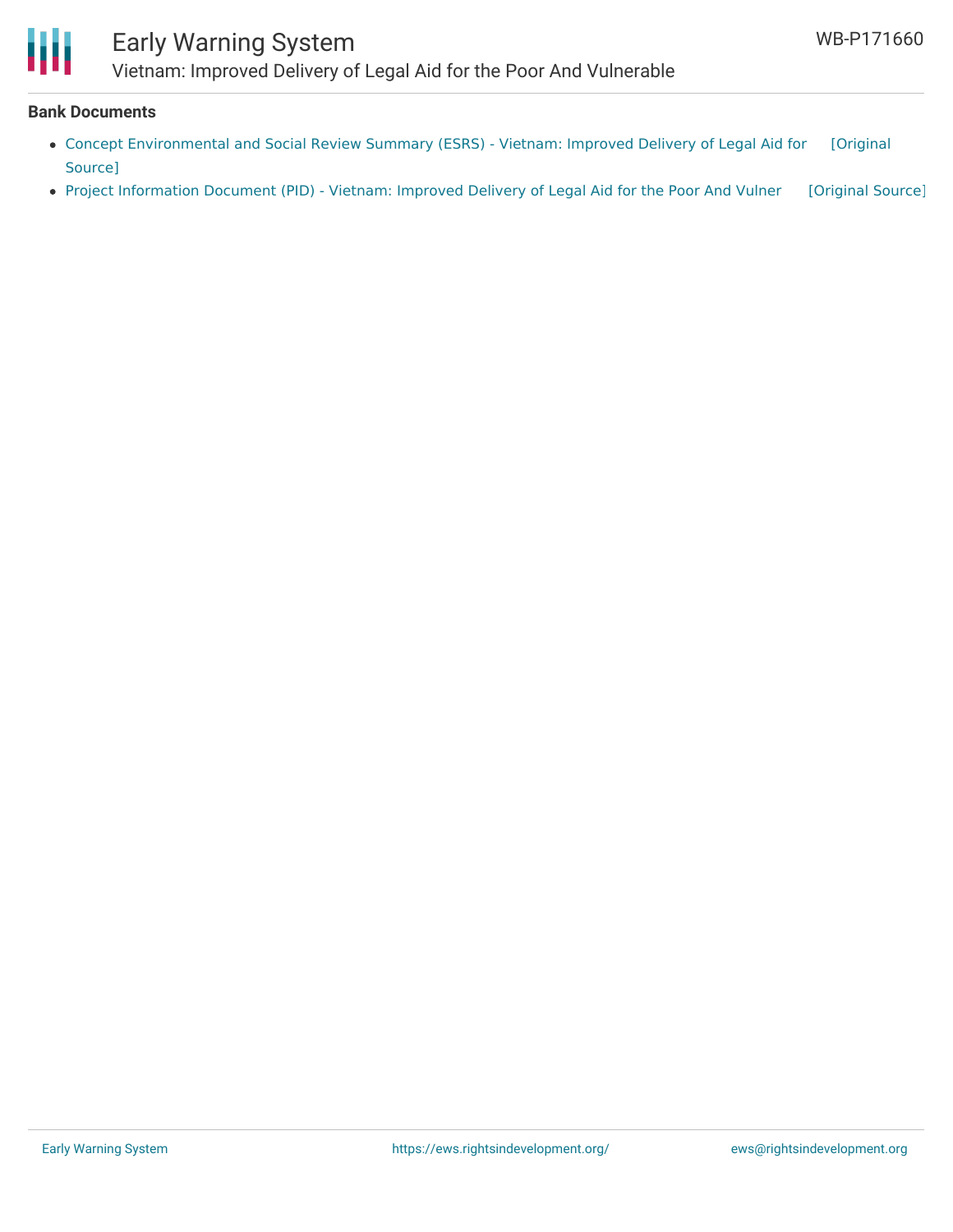**Bank Documents**

- Concept Environmental and Social Review Summary (ESRS) - Vietnam: Improved Delivery of Legal Aid for [Original Source]
- Project Information Document (PID) - Vietnam: Improved Delivery of Legal Aid for the Poor And Vulner [Original Source]